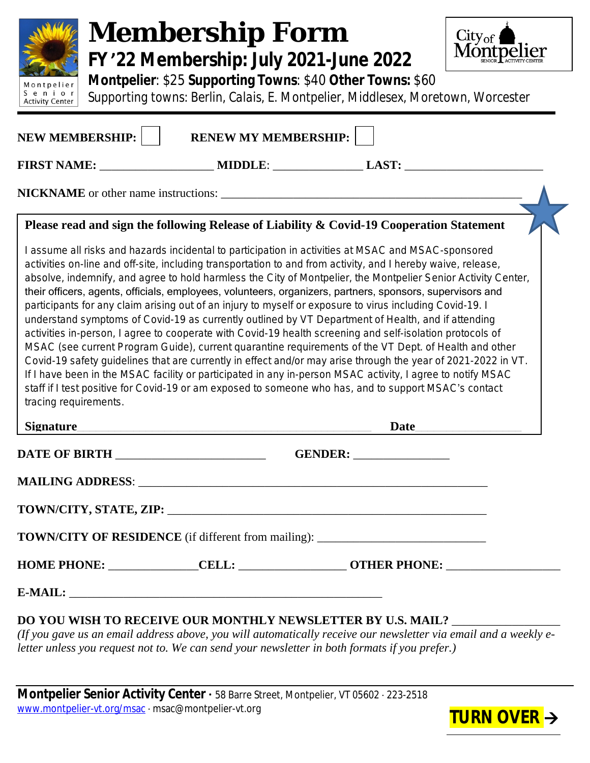# Membership Form

## FY '22 Membership: July 2021-June 2022

**Montpelier**: $25 **Supporting Towns**: $40 **Other Towns:** $60

Supporting towns: Berlin, Calais, E. Montpelier, Middlesex, Moretown, Worcester

**NEW MEMBERSHIP:** ☐ **RENEW MY MEMBERSHIP:** ☐

**FIRST NAME:** ___________________ **MIDDLE**: _______________ **LAST:** _______________________

**NICKNAME** or other name instructions: ___________________________________________________

**Please read and sign the following Release of Liability & Covid-19 Cooperation Statement**

I assume all risks and hazards incidental to participation in activities at MSAC and MSAC-sponsored activities on-line and off-site, including transportation to and from activity, and I hereby waive, release, absolve, indemnify, and agree to hold harmless the City of Montpelier, the Montpelier Senior Activity Center, their officers, agents, officials, employees, volunteers, organizers, partners, sponsors, supervisors and participants for any claim arising out of an injury to myself or exposure to virus including Covid-19. I understand symptoms of Covid-19 as currently outlined by VT Department of Health, and if attending activities in-person, I agree to cooperate with Covid-19 health screening and self-isolation protocols of MSAC (see current Program Guide), current quarantine requirements of the VT Dept. of Health and other Covid-19 safety guidelines that are currently in effect and/or may arise through the year of 2021-2022 in VT. If I have been in the MSAC facility or participated in any in-person MSAC activity, I agree to notify MSAC staff if I test positive for Covid-19 or am exposed to someone who has, and to support MSAC's contact tracing requirements.

**Signature**_________________________________________________ **Date**_________________

**DATE OF BIRTH** _________________________ **GENDER:** ________________

**MAILING ADDRESS**: ____________________________________________________________

**TOWN/CITY, STATE, ZIP:** ______________________________________________________

**TOWN/CITY OF RESIDENCE** (if different from mailing): ____________________________

**HOME PHONE:** _______________**CELL:** _________________ **OTHER PHONE:** ___________________

**E-MAIL:** ______________________________________________________

**DO YOU WISH TO RECEIVE OUR MONTHLY NEWSLETTER BY U.S. MAIL?** _________________

*(If you gave us an email address above, you will automatically receive our newsletter via email and a weekly e-letter unless you request not to. We can send your newsletter in both formats if you prefer.)*

**Montpelier Senior Activity Center** · 58 Barre Street, Montpelier, VT 05602 · 223-2518
www.montpelier-vt.org/msac · msac@montpelier-vt.org

**TURN OVER →**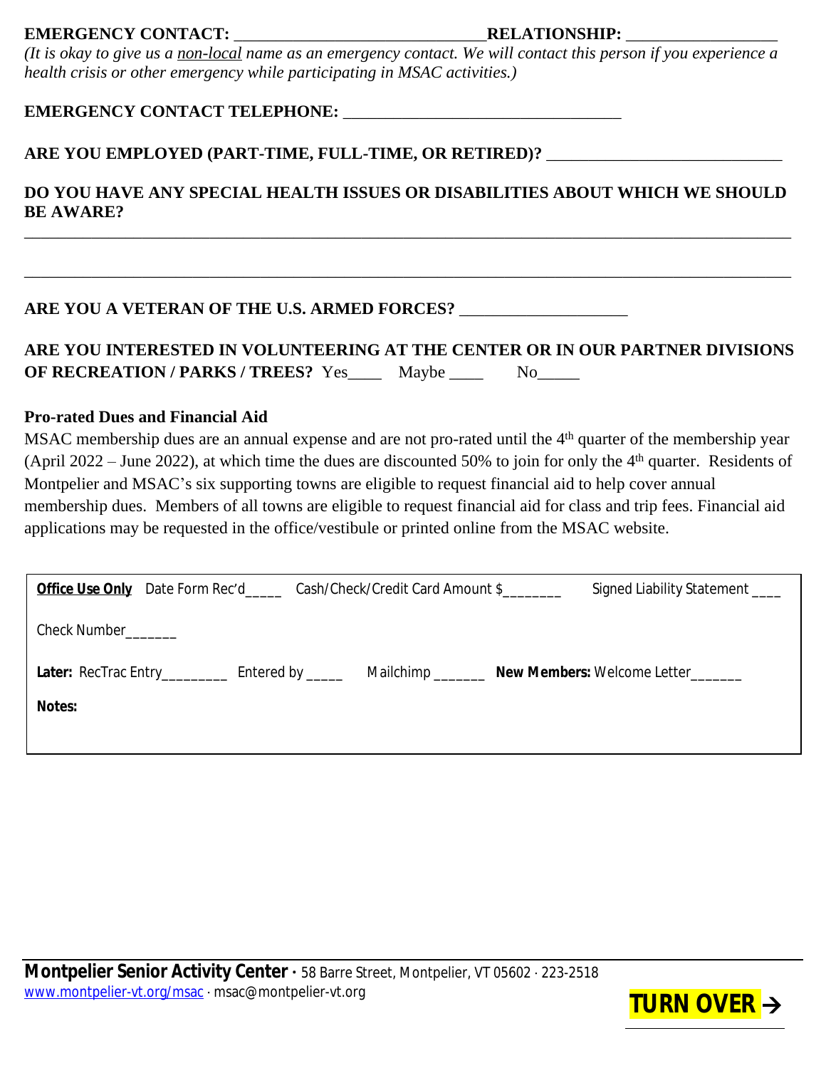**EMERGENCY CONTACT:** ______________________________**RELATIONSHIP:** __________________

*(It is okay to give us a non-local name as an emergency contact. We will contact this person if you experience a health crisis or other emergency while participating in MSAC activities.)*

**EMERGENCY CONTACT TELEPHONE:** _________________________________

**ARE YOU EMPLOYED (PART-TIME, FULL-TIME, OR RETIRED)?** ___________________________

**DO YOU HAVE ANY SPECIAL HEALTH ISSUES OR DISABILITIES ABOUT WHICH WE SHOULD BE AWARE?**

_____________________________________________________________________________________________

_____________________________________________________________________________________________

**ARE YOU A VETERAN OF THE U.S. ARMED FORCES?** ____________________

**ARE YOU INTERESTED IN VOLUNTEERING AT THE CENTER OR IN OUR PARTNER DIVISIONS OF RECREATION / PARKS / TREES?** Yes____ Maybe ____ No_____

**Pro-rated Dues and Financial Aid**

MSAC membership dues are an annual expense and are not pro-rated until the 4th quarter of the membership year (April 2022 – June 2022), at which time the dues are discounted 50% to join for only the 4th quarter. Residents of Montpelier and MSAC's six supporting towns are eligible to request financial aid to help cover annual membership dues. Members of all towns are eligible to request financial aid for class and trip fees. Financial aid applications may be requested in the office/vestibule or printed online from the MSAC website.

**Office Use Only** Date Form Rec'd_____ Cash/Check/Credit Card Amount $________ Signed Liability Statement ____

Check Number_______

**Later:** RecTrac Entry_________ Entered by _____ Mailchimp _______ **New Members:** Welcome Letter_______

**Notes:**

**Montpelier Senior Activity Center ·** 58 Barre Street, Montpelier, VT 05602 · 223-2518
www.montpelier-vt.org/msac · msac@montpelier-vt.org

**TURN OVER →**